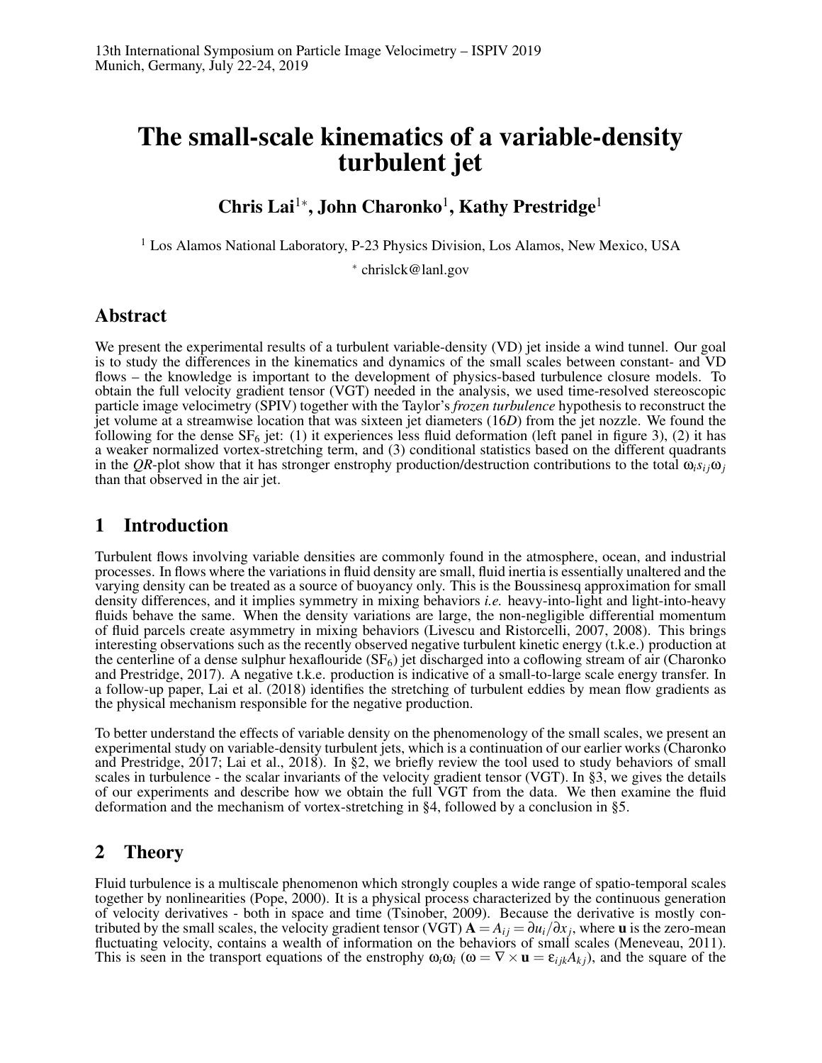13th International Symposium on Particle Image Velocimetry – ISPIV 2019
Munich, Germany, July 22-24, 2019

# The small-scale kinematics of a variable-density turbulent jet

**Chris Lai[1*], John Charonko[1], Kathy Prestridge[1]**

[1] Los Alamos National Laboratory, P-23 Physics Division, Los Alamos, New Mexico, USA

[*] chrislck@lanl.gov

## Abstract

We present the experimental results of a turbulent variable-density (VD) jet inside a wind tunnel. Our goal is to study the differences in the kinematics and dynamics of the small scales between constant- and VD flows – the knowledge is important to the development of physics-based turbulence closure models. To obtain the full velocity gradient tensor (VGT) needed in the analysis, we used time-resolved stereoscopic particle image velocimetry (SPIV) together with the Taylor's *frozen turbulence* hypothesis to reconstruct the jet volume at a streamwise location that was sixteen jet diameters (16*D*) from the jet nozzle. We found the following for the dense $SF_6$ jet: (1) it experiences less fluid deformation (left panel in figure 3), (2) it has a weaker normalized vortex-stretching term, and (3) conditional statistics based on the different quadrants in the *QR*-plot show that it has stronger enstrophy production/destruction contributions to the total $\omega_i s_{ij} \omega_j$ than that observed in the air jet.

## 1 Introduction

Turbulent flows involving variable densities are commonly found in the atmosphere, ocean, and industrial processes. In flows where the variations in fluid density are small, fluid inertia is essentially unaltered and the varying density can be treated as a source of buoyancy only. This is the Boussinesq approximation for small density differences, and it implies symmetry in mixing behaviors *i.e.* heavy-into-light and light-into-heavy fluids behave the same. When the density variations are large, the non-negligible differential momentum of fluid parcels create asymmetry in mixing behaviors (Livescu and Ristorcelli, 2007, 2008). This brings interesting observations such as the recently observed negative turbulent kinetic energy (t.k.e.) production at the centerline of a dense sulphur hexaflouride ($SF_6$) jet discharged into a coflowing stream of air (Charonko and Prestridge, 2017). A negative t.k.e. production is indicative of a small-to-large scale energy transfer. In a follow-up paper, Lai et al. (2018) identifies the stretching of turbulent eddies by mean flow gradients as the physical mechanism responsible for the negative production.

To better understand the effects of variable density on the phenomenology of the small scales, we present an experimental study on variable-density turbulent jets, which is a continuation of our earlier works (Charonko and Prestridge, 2017; Lai et al., 2018). In §2, we briefly review the tool used to study behaviors of small scales in turbulence - the scalar invariants of the velocity gradient tensor (VGT). In §3, we gives the details of our experiments and describe how we obtain the full VGT from the data. We then examine the fluid deformation and the mechanism of vortex-stretching in §4, followed by a conclusion in §5.

## 2 Theory

Fluid turbulence is a multiscale phenomenon which strongly couples a wide range of spatio-temporal scales together by nonlinearities (Pope, 2000). It is a physical process characterized by the continuous generation of velocity derivatives - both in space and time (Tsinober, 2009). Because the derivative is mostly contributed by the small scales, the velocity gradient tensor (VGT) $\mathbf{A} = A_{ij} = \partial u_i / \partial x_j$, where $\mathbf{u}$ is the zero-mean fluctuating velocity, contains a wealth of information on the behaviors of small scales (Meneveau, 2011). This is seen in the transport equations of the enstrophy $\omega_i \omega_i$ ($\omega = \nabla \times \mathbf{u} = \varepsilon_{ijk} A_{kj}$), and the square of the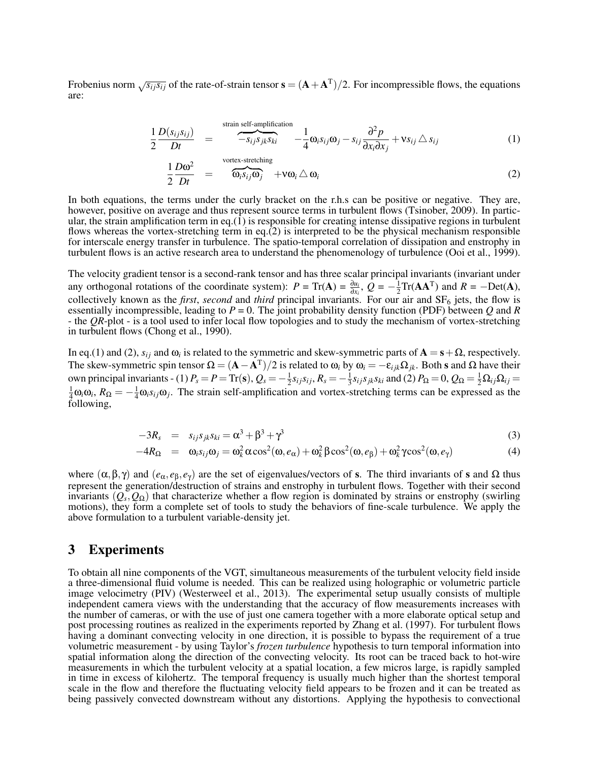Frobenius norm $\sqrt{s_{ij}s_{ij}}$ of the rate-of-strain tensor $\mathbf{s} = (\mathbf{A}+\mathbf{A}^{\mathrm{T}})/2$. For incompressible flows, the equations are:

$$\frac{1}{2}\frac{D(s_{ij}s_{ij})}{Dt} = \overbrace{-s_{ij}s_{jk}s_{ki}}^{\text{strain self-amplification}} - \frac{1}{4}\omega_i s_{ij}\omega_j - s_{ij}\frac{\partial^2 p}{\partial x_i \partial x_j} + \nu s_{ij} \triangle s_{ij} \tag{1}$$

$$\frac{1}{2}\frac{D\omega^2}{Dt} = \overbrace{\omega_i s_{ij}\omega_j}^{\text{vortex-stretching}} + \nu\omega_i \triangle \omega_i \tag{2}$$

In both equations, the terms under the curly bracket on the r.h.s can be positive or negative. They are, however, positive on average and thus represent source terms in turbulent flows (Tsinober, 2009). In particular, the strain amplification term in eq.(1) is responsible for creating intense dissipative regions in turbulent flows whereas the vortex-stretching term in eq.(2) is interpreted to be the physical mechanism responsible for interscale energy transfer in turbulence. The spatio-temporal correlation of dissipation and enstrophy in turbulent flows is an active research area to understand the phenomenology of turbulence (Ooi et al., 1999).

The velocity gradient tensor is a second-rank tensor and has three scalar principal invariants (invariant under any orthogonal rotations of the coordinate system): $P = \mathrm{Tr}(\mathbf{A}) = \frac{\partial u_i}{\partial x_i}$, $Q = -\frac{1}{2}\mathrm{Tr}(\mathbf{A}\mathbf{A}^{\mathrm{T}})$ and $R = -\mathrm{Det}(\mathbf{A})$, collectively known as the *first*, *second* and *third* principal invariants. For our air and $SF_6$ jets, the flow is essentially incompressible, leading to $P = 0$. The joint probability density function (PDF) between $Q$ and $R$ - the *QR*-plot - is a tool used to infer local flow topologies and to study the mechanism of vortex-stretching in turbulent flows (Chong et al., 1990).

In eq.(1) and (2), $s_{ij}$ and $\omega_i$ is related to the symmetric and skew-symmetric parts of $\mathbf{A} = \mathbf{s} + \Omega$, respectively. The skew-symmetric spin tensor $\Omega = (\mathbf{A}-\mathbf{A}^{\mathrm{T}})/2$ is related to $\omega_i$ by $\omega_i = -\varepsilon_{ijk}\Omega_{jk}$. Both $\mathbf{s}$ and $\Omega$ have their own principal invariants - (1) $P_s = P = \mathrm{Tr}(\mathbf{s})$, $Q_s = -\frac{1}{2}s_{ij}s_{ij}$, $R_s = -\frac{1}{3}s_{ij}s_{jk}s_{ki}$ and (2) $P_\Omega = 0$, $Q_\Omega = \frac{1}{2}\Omega_{ij}\Omega_{ij} = \frac{1}{4}\omega_i\omega_i$, $R_\Omega = -\frac{1}{4}\omega_i s_{ij}\omega_j$. The strain self-amplification and vortex-stretching terms can be expressed as the following,

$$-3R_s = s_{ij}s_{jk}s_{ki} = \alpha^3 + \beta^3 + \gamma^3 \tag{3}$$

$$-4R_\Omega = \omega_i s_{ij}\omega_j = \omega_k^2\alpha\cos^2(\omega, e_\alpha) + \omega_k^2\beta\cos^2(\omega, e_\beta) + \omega_k^2\gamma\cos^2(\omega, e_\gamma) \tag{4}$$

where $(\alpha, \beta, \gamma)$ and $(e_\alpha, e_\beta, e_\gamma)$ are the set of eigenvalues/vectors of $\mathbf{s}$. The third invariants of $\mathbf{s}$ and $\Omega$ thus represent the generation/destruction of strains and enstrophy in turbulent flows. Together with their second invariants $(Q_s, Q_\Omega)$ that characterize whether a flow region is dominated by strains or enstrophy (swirling motions), they form a complete set of tools to study the behaviors of fine-scale turbulence. We apply the above formulation to a turbulent variable-density jet.

## 3 Experiments

To obtain all nine components of the VGT, simultaneous measurements of the turbulent velocity field inside a three-dimensional fluid volume is needed. This can be realized using holographic or volumetric particle image velocimetry (PIV) (Westerweel et al., 2013). The experimental setup usually consists of multiple independent camera views with the understanding that the accuracy of flow measurements increases with the number of cameras, or with the use of just one camera together with a more elaborate optical setup and post processing routines as realized in the experiments reported by Zhang et al. (1997). For turbulent flows having a dominant convecting velocity in one direction, it is possible to bypass the requirement of a true volumetric measurement - by using Taylor's *frozen turbulence* hypothesis to turn temporal information into spatial information along the direction of the convecting velocity. Its root can be traced back to hot-wire measurements in which the turbulent velocity at a spatial location, a few micros large, is rapidly sampled in time in excess of kilohertz. The temporal frequency is usually much higher than the shortest temporal scale in the flow and therefore the fluctuating velocity field appears to be frozen and it can be treated as being passively convected downstream without any distortions. Applying the hypothesis to convectional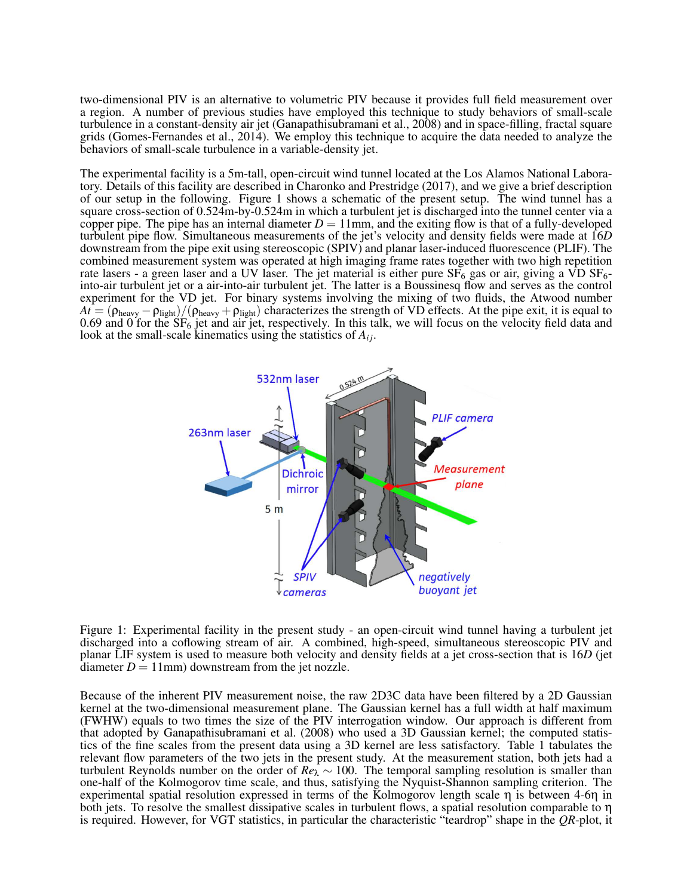two-dimensional PIV is an alternative to volumetric PIV because it provides full field measurement over a region. A number of previous studies have employed this technique to study behaviors of small-scale turbulence in a constant-density air jet (Ganapathisubramani et al., 2008) and in space-filling, fractal square grids (Gomes-Fernandes et al., 2014). We employ this technique to acquire the data needed to analyze the behaviors of small-scale turbulence in a variable-density jet.

The experimental facility is a 5m-tall, open-circuit wind tunnel located at the Los Alamos National Laboratory. Details of this facility are described in Charonko and Prestridge (2017), and we give a brief description of our setup in the following. Figure 1 shows a schematic of the present setup. The wind tunnel has a square cross-section of 0.524m-by-0.524m in which a turbulent jet is discharged into the tunnel center via a copper pipe. The pipe has an internal diameter $D = 11$mm, and the exiting flow is that of a fully-developed turbulent pipe flow. Simultaneous measurements of the jet's velocity and density fields were made at $16D$ downstream from the pipe exit using stereoscopic (SPIV) and planar laser-induced fluorescence (PLIF). The combined measurement system was operated at high imaging frame rates together with two high repetition rate lasers - a green laser and a UV laser. The jet material is either pure $SF_6$ gas or air, giving a VD $SF_6$-into-air turbulent jet or a air-into-air turbulent jet. The latter is a Boussinesq flow and serves as the control experiment for the VD jet. For binary systems involving the mixing of two fluids, the Atwood number $At = (\rho_{\text{heavy}} - \rho_{\text{light}})/(\rho_{\text{heavy}} + \rho_{\text{light}})$ characterizes the strength of VD effects. At the pipe exit, it is equal to 0.69 and 0 for the $SF_6$ jet and air jet, respectively. In this talk, we will focus on the velocity field data and look at the small-scale kinematics using the statistics of $A_{ij}$.

Figure 1: Experimental facility in the present study - an open-circuit wind tunnel having a turbulent jet discharged into a coflowing stream of air. A combined, high-speed, simultaneous stereoscopic PIV and planar LIF system is used to measure both velocity and density fields at a jet cross-section that is $16D$ (jet diameter $D = 11$mm) downstream from the jet nozzle.

Because of the inherent PIV measurement noise, the raw 2D3C data have been filtered by a 2D Gaussian kernel at the two-dimensional measurement plane. The Gaussian kernel has a full width at half maximum (FWHW) equals to two times the size of the PIV interrogation window. Our approach is different from that adopted by Ganapathisubramani et al. (2008) who used a 3D Gaussian kernel; the computed statistics of the fine scales from the present data using a 3D kernel are less satisfactory. Table 1 tabulates the relevant flow parameters of the two jets in the present study. At the measurement station, both jets had a turbulent Reynolds number on the order of $Re_\lambda \sim 100$. The temporal sampling resolution is smaller than one-half of the Kolmogorov time scale, and thus, satisfying the Nyquist-Shannon sampling criterion. The experimental spatial resolution expressed in terms of the Kolmogorov length scale $\eta$ is between 4-6$\eta$ in both jets. To resolve the smallest dissipative scales in turbulent flows, a spatial resolution comparable to $\eta$ is required. However, for VGT statistics, in particular the characteristic "teardrop" shape in the $QR$-plot, it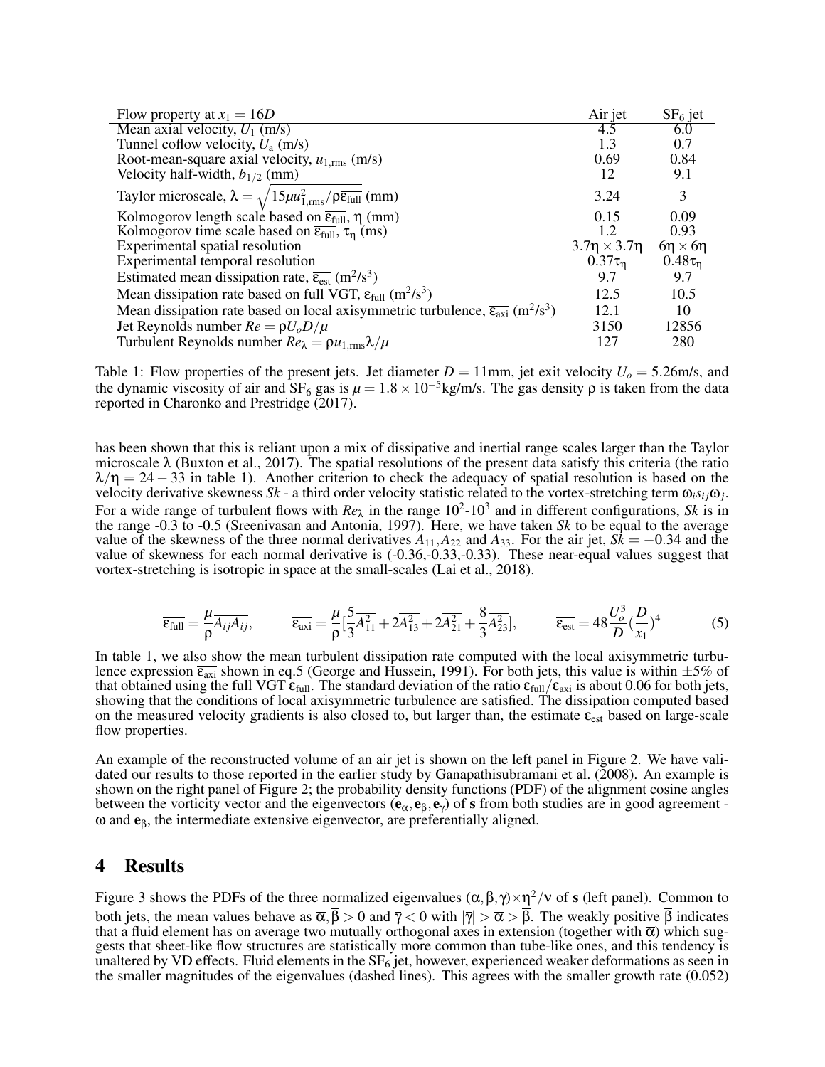| Flow property at $x_1 = 16D$ | Air jet | $SF_6$ jet |
|---|---|---|
| Mean axial velocity, $U_1$ (m/s) | 4.5 | 6.0 |
| Tunnel coflow velocity, $U_a$ (m/s) | 1.3 | 0.7 |
| Root-mean-square axial velocity, $u_{1,\mathrm{rms}}$ (m/s) | 0.69 | 0.84 |
| Velocity half-width, $b_{1/2}$ (mm) | 12 | 9.1 |
| Taylor microscale, $\lambda = \sqrt{15\mu u_{1,\mathrm{rms}}^2/\rho\overline{\varepsilon_{\mathrm{full}}}}$ (mm) | 3.24 | 3 |
| Kolmogorov length scale based on $\overline{\varepsilon_{\mathrm{full}}}$, $\eta$ (mm) | 0.15 | 0.09 |
| Kolmogorov time scale based on $\overline{\varepsilon_{\mathrm{full}}}$, $\tau_\eta$ (ms) | 1.2 | 0.93 |
| Experimental spatial resolution | $3.7\eta \times 3.7\eta$ | $6\eta \times 6\eta$ |
| Experimental temporal resolution | $0.37\tau_\eta$ | $0.48\tau_\eta$ |
| Estimated mean dissipation rate, $\overline{\varepsilon_{\mathrm{est}}}$ (m$^2$/s$^3$) | 9.7 | 9.7 |
| Mean dissipation rate based on full VGT, $\overline{\varepsilon_{\mathrm{full}}}$ (m$^2$/s$^3$) | 12.5 | 10.5 |
| Mean dissipation rate based on local axisymmetric turbulence, $\overline{\varepsilon_{\mathrm{axi}}}$ (m$^2$/s$^3$) | 12.1 | 10 |
| Jet Reynolds number $Re = \rho U_o D/\mu$ | 3150 | 12856 |
| Turbulent Reynolds number $Re_\lambda = \rho u_{1,\mathrm{rms}}\lambda/\mu$ | 127 | 280 |

Table 1: Flow properties of the present jets. Jet diameter $D = 11$mm, jet exit velocity $U_o = 5.26$m/s, and the dynamic viscosity of air and $SF_6$ gas is $\mu = 1.8 \times 10^{-5}$kg/m/s. The gas density $\rho$ is taken from the data reported in Charonko and Prestridge (2017).

has been shown that this is reliant upon a mix of dissipative and inertial range scales larger than the Taylor microscale $\lambda$ (Buxton et al., 2017). The spatial resolutions of the present data satisfy this criteria (the ratio $\lambda/\eta = 24-33$ in table 1). Another criterion to check the adequacy of spatial resolution is based on the velocity derivative skewness *Sk* - a third order velocity statistic related to the vortex-stretching term $\omega_i s_{ij}\omega_j$. For a wide range of turbulent flows with $Re_\lambda$ in the range $10^2$-$10^3$ and in different configurations, *Sk* is in the range -0.3 to -0.5 (Sreenivasan and Antonia, 1997). Here, we have taken *Sk* to be equal to the average value of the skewness of the three normal derivatives $A_{11}, A_{22}$ and $A_{33}$. For the air jet, $Sk = -0.34$ and the value of skewness for each normal derivative is (-0.36,-0.33,-0.33). These near-equal values suggest that vortex-stretching is isotropic in space at the small-scales (Lai et al., 2018).

$$\overline{\varepsilon_{\mathrm{full}}} = \frac{\mu}{\rho}\overline{A_{ij}A_{ij}}, \qquad \overline{\varepsilon_{\mathrm{axi}}} = \frac{\mu}{\rho}\left[\frac{5}{3}\overline{A_{11}^2} + 2\overline{A_{13}^2} + 2\overline{A_{21}^2} + \frac{8}{3}\overline{A_{23}^2}\right], \qquad \overline{\varepsilon_{\mathrm{est}}} = 48\frac{U_o^3}{D}\left(\frac{D}{x_1}\right)^4 \tag{5}$$

In table 1, we also show the mean turbulent dissipation rate computed with the local axisymmetric turbulence expression $\overline{\varepsilon_{\mathrm{axi}}}$ shown in eq.5 (George and Hussein, 1991). For both jets, this value is within $\pm 5\%$ of that obtained using the full VGT $\overline{\varepsilon_{\mathrm{full}}}$. The standard deviation of the ratio $\overline{\varepsilon_{\mathrm{full}}}/\overline{\varepsilon_{\mathrm{axi}}}$ is about 0.06 for both jets, showing that the conditions of local axisymmetric turbulence are satisfied. The dissipation computed based on the measured velocity gradients is also closed to, but larger than, the estimate $\overline{\varepsilon_{\mathrm{est}}}$ based on large-scale flow properties.

An example of the reconstructed volume of an air jet is shown on the left panel in Figure 2. We have validated our results to those reported in the earlier study by Ganapathisubramani et al. (2008). An example is shown on the right panel of Figure 2; the probability density functions (PDF) of the alignment cosine angles between the vorticity vector and the eigenvectors ($\mathbf{e}_\alpha, \mathbf{e}_\beta, \mathbf{e}_\gamma$) of $\mathbf{s}$ from both studies are in good agreement - $\omega$ and $\mathbf{e}_\beta$, the intermediate extensive eigenvector, are preferentially aligned.

# 4 Results

Figure 3 shows the PDFs of the three normalized eigenvalues $(\alpha,\beta,\gamma)\times\eta^2/\nu$ of $\mathbf{s}$ (left panel). Common to both jets, the mean values behave as $\overline{\alpha},\overline{\beta} > 0$ and $\overline{\gamma} < 0$ with $|\overline{\gamma}| > \overline{\alpha} > \overline{\beta}$. The weakly positive $\overline{\beta}$ indicates that a fluid element has on average two mutually orthogonal axes in extension (together with $\overline{\alpha}$) which suggests that sheet-like flow structures are statistically more common than tube-like ones, and this tendency is unaltered by VD effects. Fluid elements in the $SF_6$ jet, however, experienced weaker deformations as seen in the smaller magnitudes of the eigenvalues (dashed lines). This agrees with the smaller growth rate (0.052)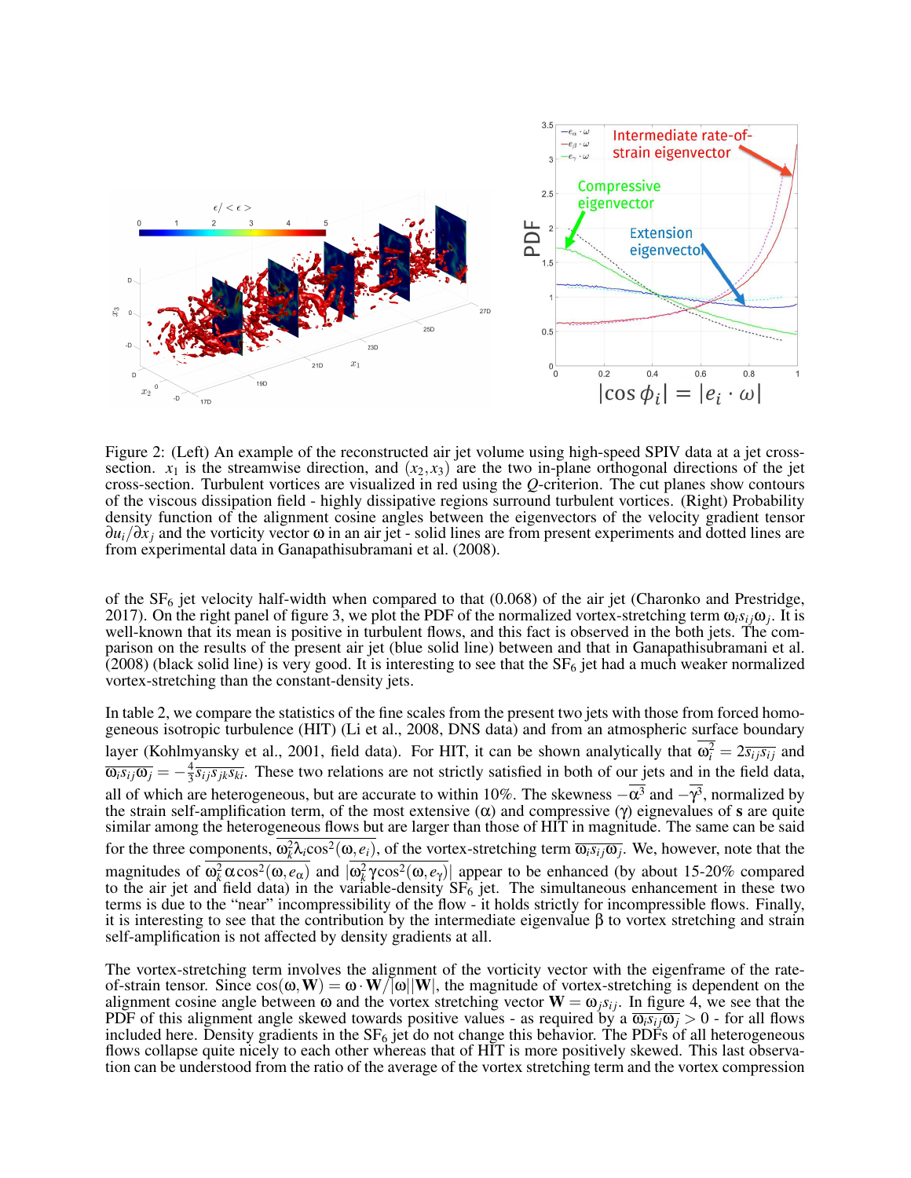Figure 2: (Left) An example of the reconstructed air jet volume using high-speed SPIV data at a jet cross-section. $x_1$ is the streamwise direction, and $(x_2, x_3)$ are the two in-plane orthogonal directions of the jet cross-section. Turbulent vortices are visualized in red using the $Q$-criterion. The cut planes show contours of the viscous dissipation field - highly dissipative regions surround turbulent vortices. (Right) Probability density function of the alignment cosine angles between the eigenvectors of the velocity gradient tensor $\partial u_i / \partial x_j$ and the vorticity vector $\omega$ in an air jet - solid lines are from present experiments and dotted lines are from experimental data in Ganapathisubramani et al. (2008).

of the $SF_6$ jet velocity half-width when compared to that (0.068) of the air jet (Charonko and Prestridge, 2017). On the right panel of figure 3, we plot the PDF of the normalized vortex-stretching term $\omega_i s_{ij} \omega_j$. It is well-known that its mean is positive in turbulent flows, and this fact is observed in the both jets. The comparison on the results of the present air jet (blue solid line) between and that in Ganapathisubramani et al. (2008) (black solid line) is very good. It is interesting to see that the $SF_6$ jet had a much weaker normalized vortex-stretching than the constant-density jets.

In table 2, we compare the statistics of the fine scales from the present two jets with those from forced homogeneous isotropic turbulence (HIT) (Li et al., 2008, DNS data) and from an atmospheric surface boundary layer (Kohlmyansky et al., 2001, field data). For HIT, it can be shown analytically that $\overline{\omega_i^2} = 2\overline{s_{ij} s_{ij}}$ and $\overline{\omega_i s_{ij} \omega_j} = -\frac{4}{3}\overline{s_{ij} s_{jk} s_{ki}}$. These two relations are not strictly satisfied in both of our jets and in the field data, all of which are heterogeneous, but are accurate to within 10%. The skewness $-\overline{\alpha^3}$ and $-\overline{\gamma^3}$, normalized by the strain self-amplification term, of the most extensive ($\alpha$) and compressive ($\gamma$) eignevalues of $\mathbf{s}$ are quite similar among the heterogeneous flows but are larger than those of HIT in magnitude. The same can be said for the three components, $\overline{\omega_k^2 \lambda_i \cos^2(\omega, e_i)}$, of the vortex-stretching term $\overline{\omega_i s_{ij} \omega_j}$. We, however, note that the magnitudes of $\overline{\omega_k^2 \alpha \cos^2(\omega, e_\alpha)}$ and $|\overline{\omega_k^2 \gamma \cos^2(\omega, e_\gamma)}|$ appear to be enhanced (by about 15-20% compared to the air jet and field data) in the variable-density $SF_6$ jet. The simultaneous enhancement in these two terms is due to the "near" incompressibility of the flow - it holds strictly for incompressible flows. Finally, it is interesting to see that the contribution by the intermediate eigenvalue $\beta$ to vortex stretching and strain self-amplification is not affected by density gradients at all.

The vortex-stretching term involves the alignment of the vorticity vector with the eigenframe of the rate-of-strain tensor. Since $\cos(\omega, \mathbf{W}) = \omega \cdot \mathbf{W} / |\omega||\mathbf{W}|$, the magnitude of vortex-stretching is dependent on the alignment cosine angle between $\omega$ and the vortex stretching vector $\mathbf{W} = \omega_j s_{ij}$. In figure 4, we see that the PDF of this alignment angle skewed towards positive values - as required by a $\overline{\omega_i s_{ij} \omega_j} > 0$ - for all flows included here. Density gradients in the $SF_6$ jet do not change this behavior. The PDFs of all heterogeneous flows collapse quite nicely to each other whereas that of HIT is more positively skewed. This last observation can be understood from the ratio of the average of the vortex stretching term and the vortex compression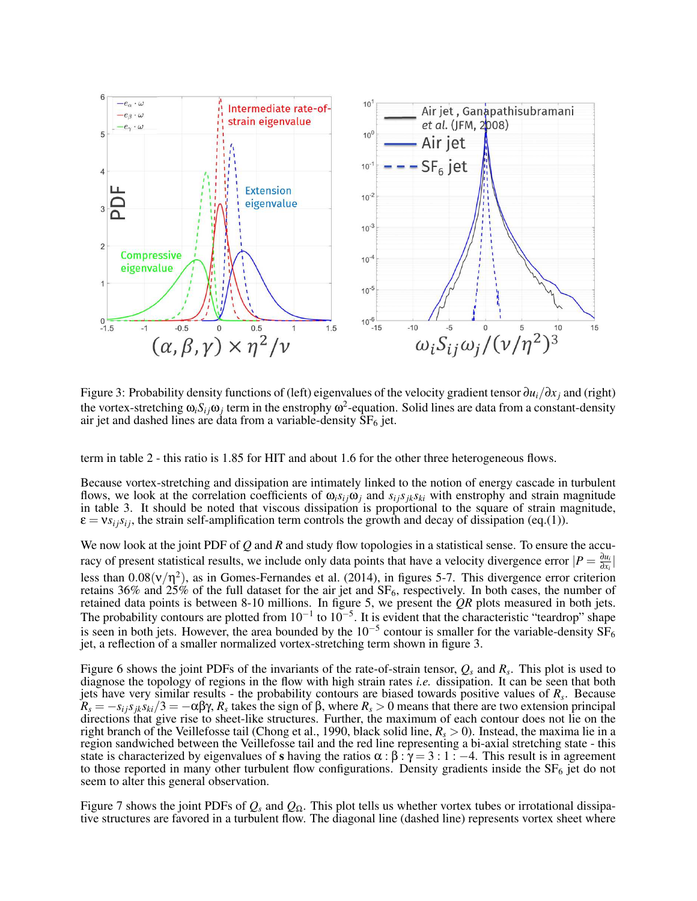Figure 3: Probability density functions of (left) eigenvalues of the velocity gradient tensor $\partial u_i/\partial x_j$ and (right) the vortex-stretching $\omega_i S_{ij} \omega_j$ term in the enstrophy $\omega^2$-equation. Solid lines are data from a constant-density air jet and dashed lines are data from a variable-density $SF_6$ jet.

term in table 2 - this ratio is 1.85 for HIT and about 1.6 for the other three heterogeneous flows.

Because vortex-stretching and dissipation are intimately linked to the notion of energy cascade in turbulent flows, we look at the correlation coefficients of $\omega_i s_{ij} \omega_j$ and $s_{ij} s_{jk} s_{ki}$ with enstrophy and strain magnitude in table 3. It should be noted that viscous dissipation is proportional to the square of strain magnitude, $\varepsilon = \nu s_{ij} s_{ij}$, the strain self-amplification term controls the growth and decay of dissipation (eq.(1)).

We now look at the joint PDF of $Q$ and $R$ and study flow topologies in a statistical sense. To ensure the accuracy of present statistical results, we include only data points that have a velocity divergence error $|P = \frac{\partial u_i}{\partial x_i}|$ less than $0.08(\nu/\eta^2)$, as in Gomes-Fernandes et al. (2014), in figures 5-7. This divergence error criterion retains 36% and 25% of the full dataset for the air jet and $SF_6$, respectively. In both cases, the number of retained data points is between 8-10 millions. In figure 5, we present the $QR$ plots measured in both jets. The probability contours are plotted from $10^{-1}$ to $10^{-5}$. It is evident that the characteristic "teardrop" shape is seen in both jets. However, the area bounded by the $10^{-5}$ contour is smaller for the variable-density $SF_6$ jet, a reflection of a smaller normalized vortex-stretching term shown in figure 3.

Figure 6 shows the joint PDFs of the invariants of the rate-of-strain tensor, $Q_s$ and $R_s$. This plot is used to diagnose the topology of regions in the flow with high strain rates *i.e.* dissipation. It can be seen that both jets have very similar results - the probability contours are biased towards positive values of $R_s$. Because $R_s = -s_{ij} s_{jk} s_{ki}/3 = -\alpha\beta\gamma$, $R_s$ takes the sign of $\beta$, where $R_s > 0$ means that there are two extension principal directions that give rise to sheet-like structures. Further, the maximum of each contour does not lie on the right branch of the Veillefosse tail (Chong et al., 1990, black solid line, $R_s > 0$). Instead, the maxima lie in a region sandwiched between the Veillefosse tail and the red line representing a bi-axial stretching state - this state is characterized by eigenvalues of $\mathbf{s}$ having the ratios $\alpha : \beta : \gamma = 3 : 1 : -4$. This result is in agreement to those reported in many other turbulent flow configurations. Density gradients inside the $SF_6$ jet do not seem to alter this general observation.

Figure 7 shows the joint PDFs of $Q_s$ and $Q_\Omega$. This plot tells us whether vortex tubes or irrotational dissipative structures are favored in a turbulent flow. The diagonal line (dashed line) represents vortex sheet where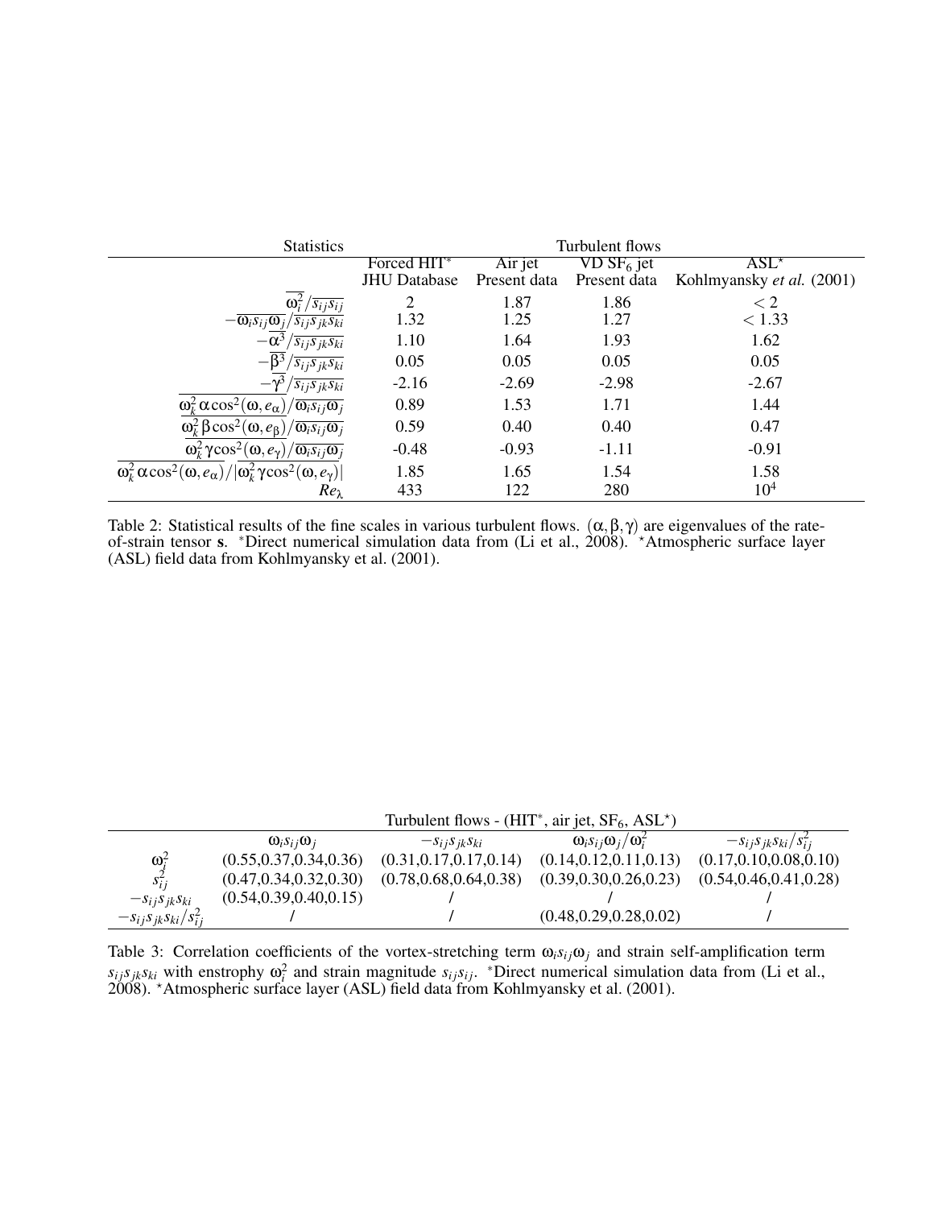| Statistics | Turbulent flows | | | |
|---|---|---|---|---|
| | Forced HIT[*] JHU Database | Air jet Present data | VD $SF_6$ jet Present data | ASL[⋆] Kohlmyansky *et al.* (2001) |
| $\overline{\omega_i^2}/\overline{s_{ij}s_{ij}}$ | 2 | 1.87 | 1.86 | $< 2$ |
| $-\overline{\omega_i s_{ij}\omega_j}/\overline{s_{ij}s_{jk}s_{ki}}$ | 1.32 | 1.25 | 1.27 | $< 1.33$ |
| $-\overline{\alpha^3}/\overline{s_{ij}s_{jk}s_{ki}}$ | 1.10 | 1.64 | 1.93 | 1.62 |
| $-\overline{\beta^3}/\overline{s_{ij}s_{jk}s_{ki}}$ | 0.05 | 0.05 | 0.05 | 0.05 |
| $-\overline{\gamma^3}/\overline{s_{ij}s_{jk}s_{ki}}$ | -2.16 | -2.69 | -2.98 | -2.67 |
| $\overline{\omega_k^2\alpha\cos^2(\omega,e_\alpha)}/\overline{\omega_i s_{ij}\omega_j}$ | 0.89 | 1.53 | 1.71 | 1.44 |
| $\overline{\omega_k^2\beta\cos^2(\omega,e_\beta)}/\overline{\omega_i s_{ij}\omega_j}$ | 0.59 | 0.40 | 0.40 | 0.47 |
| $\overline{\omega_k^2\gamma\cos^2(\omega,e_\gamma)}/\overline{\omega_i s_{ij}\omega_j}$ | -0.48 | -0.93 | -1.11 | -0.91 |
| $\overline{\omega_k^2\alpha\cos^2(\omega,e_\alpha)}/\lvert\overline{\omega_k^2\gamma\cos^2(\omega,e_\gamma)}\rvert$ | 1.85 | 1.65 | 1.54 | 1.58 |
| $Re_\lambda$ | 433 | 122 | 280 | $10^4$ |

Table 2: Statistical results of the fine scales in various turbulent flows. $(\alpha,\beta,\gamma)$ are eigenvalues of the rate-of-strain tensor $\mathbf{s}$. [*]Direct numerical simulation data from (Li et al., 2008). [⋆]Atmospheric surface layer (ASL) field data from Kohlmyansky et al. (2001).

| | Turbulent flows - (HIT[*], air jet, $SF_6$, ASL[⋆]) | | | |
|---|---|---|---|---|
| | $\omega_i s_{ij}\omega_j$ | $-s_{ij}s_{jk}s_{ki}$ | $\omega_i s_{ij}\omega_j/\omega_i^2$ | $-s_{ij}s_{jk}s_{ki}/s_{ij}^2$ |
| $\omega_j^2$ | (0.55,0.37,0.34,0.36) | (0.31,0.17,0.17,0.14) | (0.14,0.12,0.11,0.13) | (0.17,0.10,0.08,0.10) |
| $s_{ij}^2$ | (0.47,0.34,0.32,0.30) | (0.78,0.68,0.64,0.38) | (0.39,0.30,0.26,0.23) | (0.54,0.46,0.41,0.28) |
| $-s_{ij}s_{jk}s_{ki}$ | (0.54,0.39,0.40,0.15) | / | / | / |
| $-s_{ij}s_{jk}s_{ki}/s_{ij}^2$ | / | / | (0.48,0.29,0.28,0.02) | / |

Table 3: Correlation coefficients of the vortex-stretching term $\omega_i s_{ij}\omega_j$ and strain self-amplification term $s_{ij}s_{jk}s_{ki}$ with enstrophy $\omega_i^2$ and strain magnitude $s_{ij}s_{ij}$. [*]Direct numerical simulation data from (Li et al., 2008). [⋆]Atmospheric surface layer (ASL) field data from Kohlmyansky et al. (2001).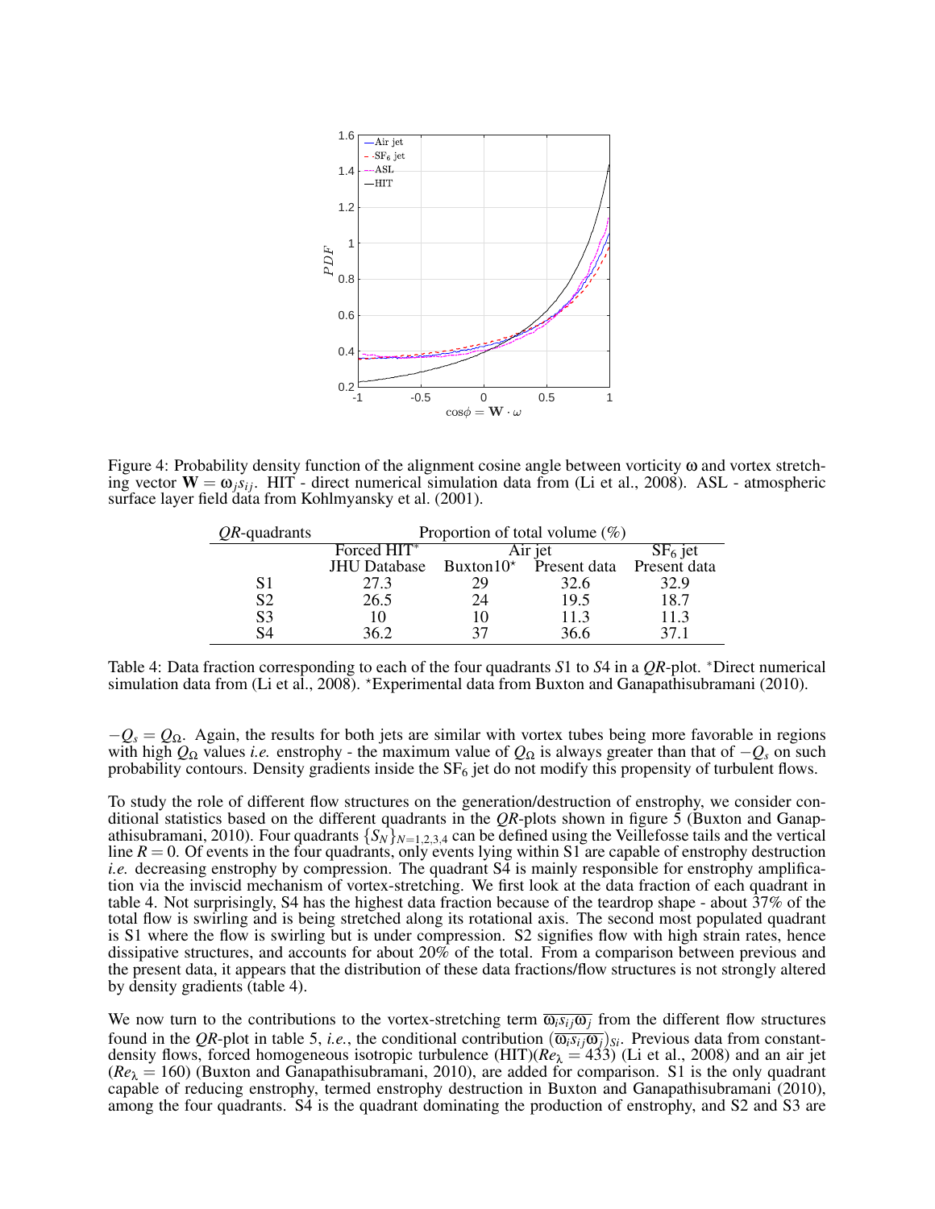Figure 4: Probability density function of the alignment cosine angle between vorticity $\omega$ and vortex stretching vector $\mathbf{W} = \omega_j s_{ij}$. HIT - direct numerical simulation data from (Li et al., 2008). ASL - atmospheric surface layer field data from Kohlmyansky et al. (2001).

| *QR*-quadrants | Proportion of total volume (%) | | | |
|---|---|---|---|---|
| | Forced HIT* | Air jet | | $SF_6$ jet |
| | JHU Database | Buxton10⋆ | Present data | Present data |
| S1 | 27.3 | 29 | 32.6 | 32.9 |
| S2 | 26.5 | 24 | 19.5 | 18.7 |
| S3 | 10 | 10 | 11.3 | 11.3 |
| S4 | 36.2 | 37 | 36.6 | 37.1 |

Table 4: Data fraction corresponding to each of the four quadrants *S*1 to *S*4 in a *QR*-plot. *Direct numerical simulation data from (Li et al., 2008). ⋆Experimental data from Buxton and Ganapathisubramani (2010).

$-Q_s = Q_\Omega$. Again, the results for both jets are similar with vortex tubes being more favorable in regions with high $Q_\Omega$ values *i.e.* enstrophy - the maximum value of $Q_\Omega$ is always greater than that of $-Q_s$ on such probability contours. Density gradients inside the $SF_6$ jet do not modify this propensity of turbulent flows.

To study the role of different flow structures on the generation/destruction of enstrophy, we consider conditional statistics based on the different quadrants in the *QR*-plots shown in figure 5 (Buxton and Ganapathisubramani, 2010). Four quadrants $\{S_N\}_{N=1,2,3,4}$ can be defined using the Veillefosse tails and the vertical line $R = 0$. Of events in the four quadrants, only events lying within S1 are capable of enstrophy destruction *i.e.* decreasing enstrophy by compression. The quadrant S4 is mainly responsible for enstrophy amplification via the inviscid mechanism of vortex-stretching. We first look at the data fraction of each quadrant in table 4. Not surprisingly, S4 has the highest data fraction because of the teardrop shape - about 37% of the total flow is swirling and is being stretched along its rotational axis. The second most populated quadrant is S1 where the flow is swirling but is under compression. S2 signifies flow with high strain rates, hence dissipative structures, and accounts for about 20% of the total. From a comparison between previous and the present data, it appears that the distribution of these data fractions/flow structures is not strongly altered by density gradients (table 4).

We now turn to the contributions to the vortex-stretching term $\overline{\omega_i s_{ij} \omega_j}$ from the different flow structures found in the *QR*-plot in table 5, *i.e.*, the conditional contribution $(\overline{\omega_i s_{ij} \omega_j})_{Si}$. Previous data from constant-density flows, forced homogeneous isotropic turbulence (HIT)($Re_\lambda = 433$) (Li et al., 2008) and an air jet ($Re_\lambda = 160$) (Buxton and Ganapathisubramani, 2010), are added for comparison. S1 is the only quadrant capable of reducing enstrophy, termed enstrophy destruction in Buxton and Ganapathisubramani (2010), among the four quadrants. S4 is the quadrant dominating the production of enstrophy, and S2 and S3 are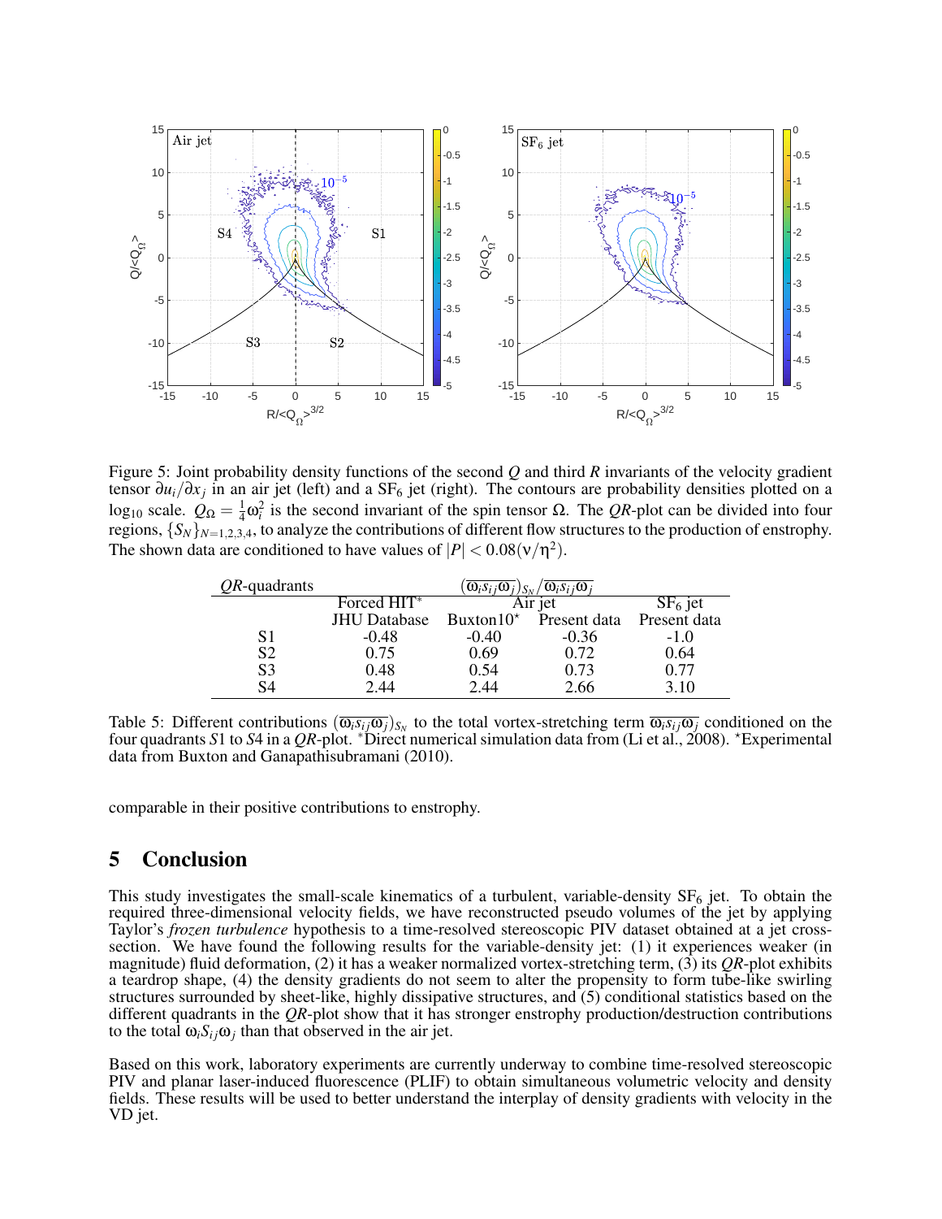Figure 5: Joint probability density functions of the second $Q$ and third $R$ invariants of the velocity gradient tensor $\partial u_i/\partial x_j$ in an air jet (left) and a $SF_6$ jet (right). The contours are probability densities plotted on a $\log_{10}$ scale. $Q_\Omega = \frac{1}{4}\omega_i^2$ is the second invariant of the spin tensor $\Omega$. The $QR$-plot can be divided into four regions, $\{S_N\}_{N=1,2,3,4}$, to analyze the contributions of different flow structures to the production of enstrophy. The shown data are conditioned to have values of $|P| < 0.08(\nu/\eta^2)$.

| $QR$-quadrants | $(\overline{\omega_i s_{ij} \omega_j})_{S_N} / \overline{\omega_i s_{ij} \omega_j}$ | | | |
|---|---|---|---|---|
| | Forced HIT* | Air jet | | $SF_6$ jet |
| | JHU Database | Buxton10⋆ | Present data | Present data |
| S1 | -0.48 | -0.40 | -0.36 | -1.0 |
| S2 | 0.75 | 0.69 | 0.72 | 0.64 |
| S3 | 0.48 | 0.54 | 0.73 | 0.77 |
| S4 | 2.44 | 2.44 | 2.66 | 3.10 |

Table 5: Different contributions $(\overline{\omega_i s_{ij} \omega_j})_{S_N}$ to the total vortex-stretching term $\overline{\omega_i s_{ij} \omega_j}$ conditioned on the four quadrants $S1$ to $S4$ in a $QR$-plot. *Direct numerical simulation data from (Li et al., 2008). ⋆Experimental data from Buxton and Ganapathisubramani (2010).

comparable in their positive contributions to enstrophy.

# 5 Conclusion

This study investigates the small-scale kinematics of a turbulent, variable-density $SF_6$ jet. To obtain the required three-dimensional velocity fields, we have reconstructed pseudo volumes of the jet by applying Taylor's *frozen turbulence* hypothesis to a time-resolved stereoscopic PIV dataset obtained at a jet cross-section. We have found the following results for the variable-density jet: (1) it experiences weaker (in magnitude) fluid deformation, (2) it has a weaker normalized vortex-stretching term, (3) its $QR$-plot exhibits a teardrop shape, (4) the density gradients do not seem to alter the propensity to form tube-like swirling structures surrounded by sheet-like, highly dissipative structures, and (5) conditional statistics based on the different quadrants in the $QR$-plot show that it has stronger enstrophy production/destruction contributions to the total $\omega_i S_{ij} \omega_j$ than that observed in the air jet.

Based on this work, laboratory experiments are currently underway to combine time-resolved stereoscopic PIV and planar laser-induced fluorescence (PLIF) to obtain simultaneous volumetric velocity and density fields. These results will be used to better understand the interplay of density gradients with velocity in the VD jet.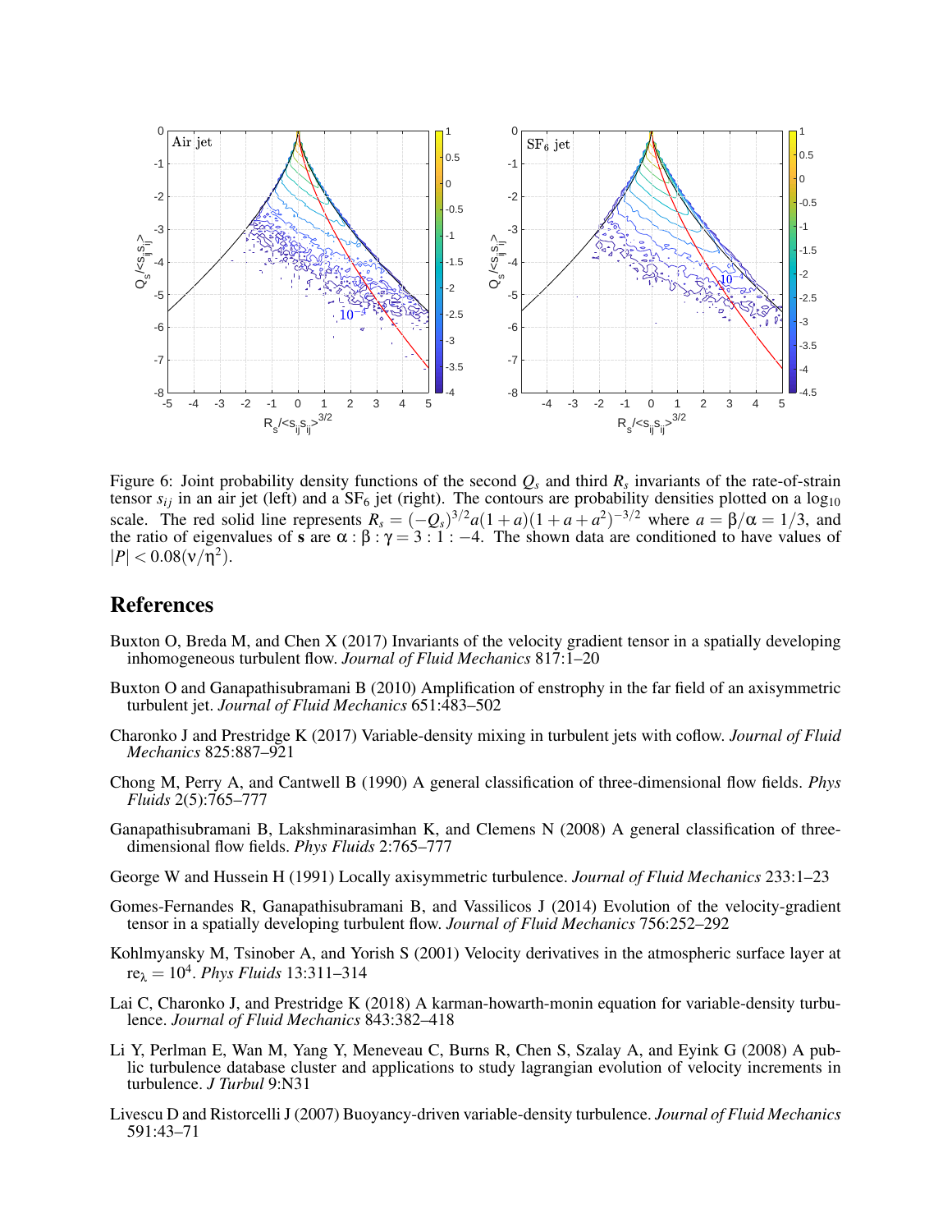Figure 6: Joint probability density functions of the second $Q_s$ and third $R_s$ invariants of the rate-of-strain tensor $s_{ij}$ in an air jet (left) and a $SF_6$ jet (right). The contours are probability densities plotted on a $\log_{10}$ scale. The red solid line represents $R_s = (-Q_s)^{3/2} a(1+a)(1+a+a^2)^{-3/2}$ where $a = \beta/\alpha = 1/3$, and the ratio of eigenvalues of $\mathbf{s}$ are $\alpha : \beta : \gamma = 3 : 1 : -4$. The shown data are conditioned to have values of $|P| < 0.08(\nu/\eta^2)$.

# References

Buxton O, Breda M, and Chen X (2017) Invariants of the velocity gradient tensor in a spatially developing inhomogeneous turbulent flow. *Journal of Fluid Mechanics* 817:1–20

Buxton O and Ganapathisubramani B (2010) Amplification of enstrophy in the far field of an axisymmetric turbulent jet. *Journal of Fluid Mechanics* 651:483–502

Charonko J and Prestridge K (2017) Variable-density mixing in turbulent jets with coflow. *Journal of Fluid Mechanics* 825:887–921

Chong M, Perry A, and Cantwell B (1990) A general classification of three-dimensional flow fields. *Phys Fluids* 2(5):765–777

Ganapathisubramani B, Lakshminarasimhan K, and Clemens N (2008) A general classification of three-dimensional flow fields. *Phys Fluids* 2:765–777

George W and Hussein H (1991) Locally axisymmetric turbulence. *Journal of Fluid Mechanics* 233:1–23

Gomes-Fernandes R, Ganapathisubramani B, and Vassilicos J (2014) Evolution of the velocity-gradient tensor in a spatially developing turbulent flow. *Journal of Fluid Mechanics* 756:252–292

Kohlmyansky M, Tsinober A, and Yorish S (2001) Velocity derivatives in the atmospheric surface layer at $re_\lambda = 10^4$. *Phys Fluids* 13:311–314

Lai C, Charonko J, and Prestridge K (2018) A karman-howarth-monin equation for variable-density turbulence. *Journal of Fluid Mechanics* 843:382–418

Li Y, Perlman E, Wan M, Yang Y, Meneveau C, Burns R, Chen S, Szalay A, and Eyink G (2008) A public turbulence database cluster and applications to study lagrangian evolution of velocity increments in turbulence. *J Turbul* 9:N31

Livescu D and Ristorcelli J (2007) Buoyancy-driven variable-density turbulence. *Journal of Fluid Mechanics* 591:43–71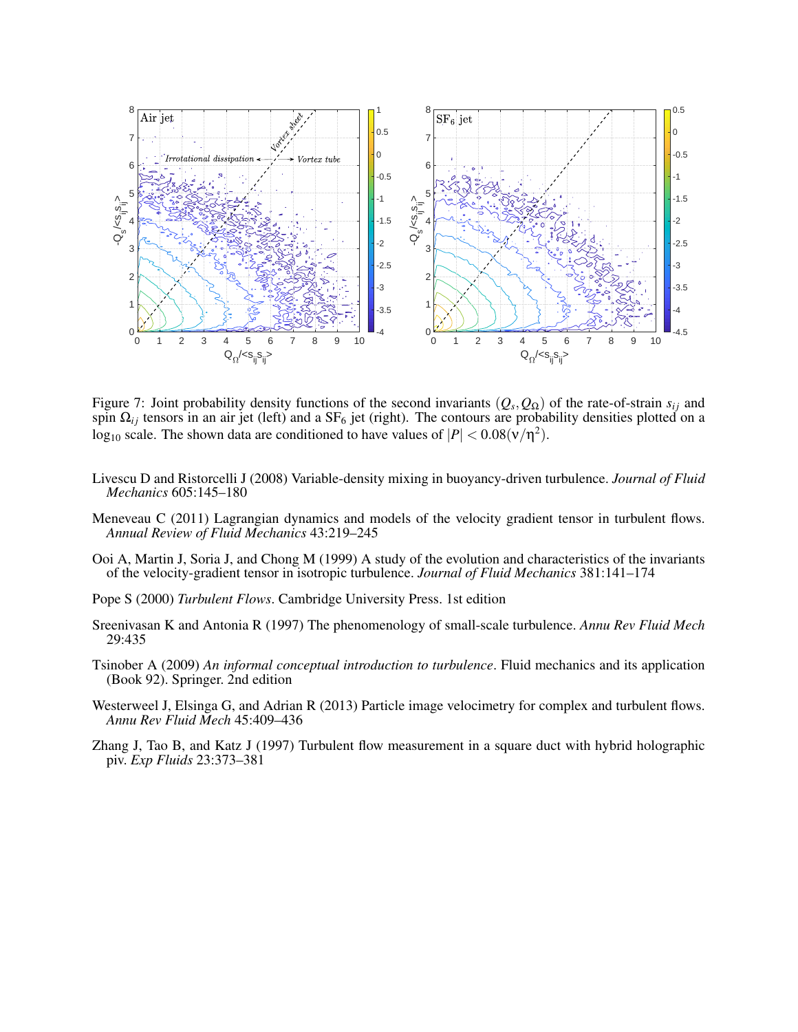Air jet

Irrotational dissipation

Vortex sheet

Vortex tube

$-Q_s/\langle s_{ij}s_{ij}\rangle$

$Q_\Omega/\langle s_{ij}s_{ij}\rangle$

0 1 2 3 4 5 6 7 8 9 10

0 1 2 3 4 5 6 7 8

1 0.5 0 -0.5 -1 -1.5 -2 -2.5 -3 -3.5 -4

$SF_6$ jet

$-Q_s/\langle s_{ij}s_{ij}\rangle$

$Q_\Omega/\langle s_{ij}s_{ij}\rangle$

0 1 2 3 4 5 6 7 8 9 10

0 1 2 3 4 5 6 7 8

0.5 0 -0.5 -1 -1.5 -2 -2.5 -3 -3.5 -4 -4.5

Figure 7: Joint probability density functions of the second invariants $(Q_s, Q_\Omega)$ of the rate-of-strain $s_{ij}$ and spin $\Omega_{ij}$ tensors in an air jet (left) and a $SF_6$ jet (right). The contours are probability densities plotted on a $\log_{10}$ scale. The shown data are conditioned to have values of $|P| < 0.08(\nu/\eta^2)$.

Livescu D and Ristorcelli J (2008) Variable-density mixing in buoyancy-driven turbulence. *Journal of Fluid Mechanics* 605:145–180

Meneveau C (2011) Lagrangian dynamics and models of the velocity gradient tensor in turbulent flows. *Annual Review of Fluid Mechanics* 43:219–245

Ooi A, Martin J, Soria J, and Chong M (1999) A study of the evolution and characteristics of the invariants of the velocity-gradient tensor in isotropic turbulence. *Journal of Fluid Mechanics* 381:141–174

Pope S (2000) *Turbulent Flows*. Cambridge University Press. 1st edition

Sreenivasan K and Antonia R (1997) The phenomenology of small-scale turbulence. *Annu Rev Fluid Mech* 29:435

Tsinober A (2009) *An informal conceptual introduction to turbulence*. Fluid mechanics and its application (Book 92). Springer. 2nd edition

Westerweel J, Elsinga G, and Adrian R (2013) Particle image velocimetry for complex and turbulent flows. *Annu Rev Fluid Mech* 45:409–436

Zhang J, Tao B, and Katz J (1997) Turbulent flow measurement in a square duct with hybrid holographic piv. *Exp Fluids* 23:373–381